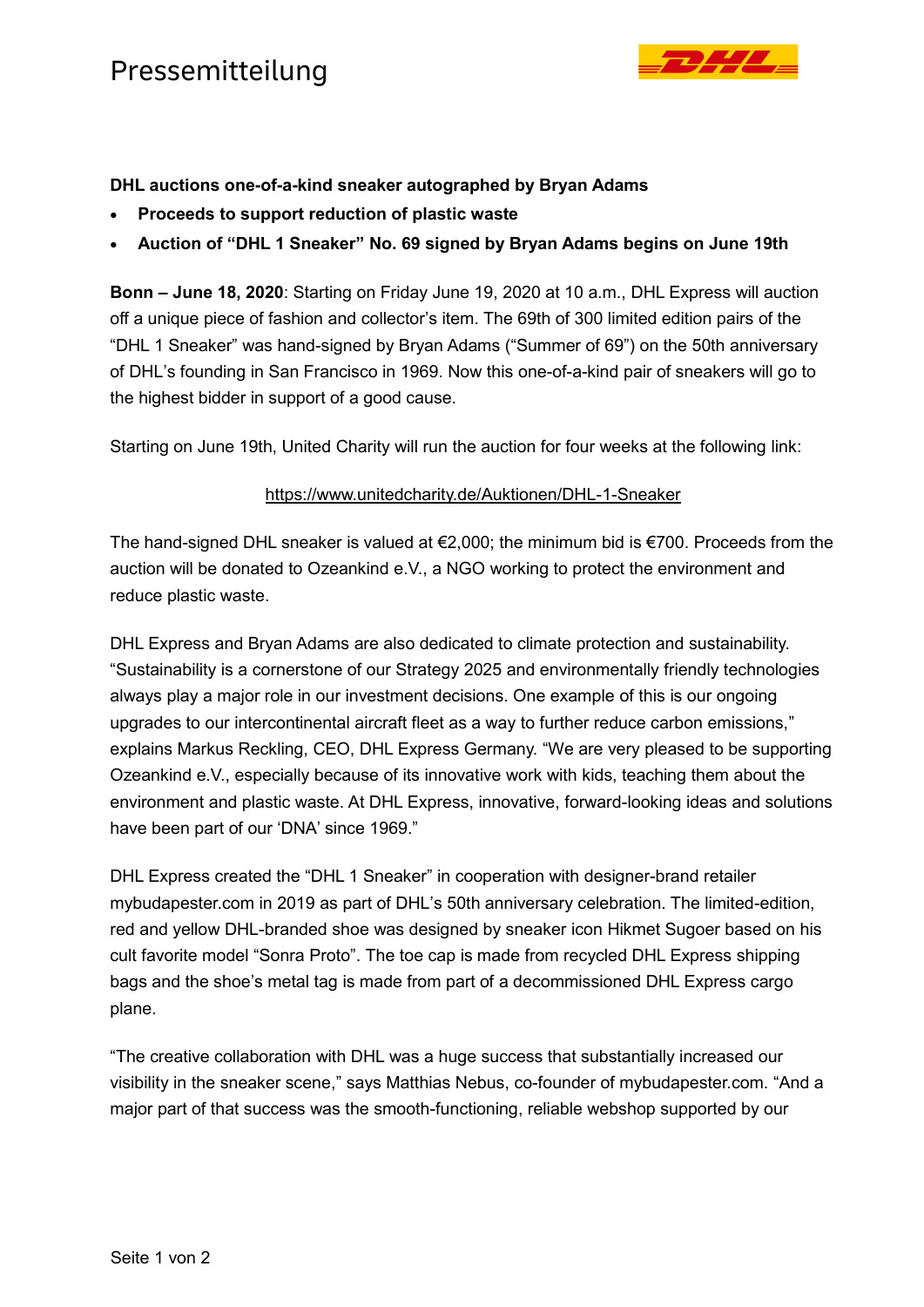# Pressemitteilung

**DHL auctions one-of-a-kind sneaker autographed by Bryan Adams**

- **Proceeds to support reduction of plastic waste**
- **Auction of "DHL 1 Sneaker" No. 69 signed by Bryan Adams begins on June 19th**

**Bonn – June 18, 2020**: Starting on Friday June 19, 2020 at 10 a.m., DHL Express will auction off a unique piece of fashion and collector's item. The 69th of 300 limited edition pairs of the "DHL 1 Sneaker" was hand-signed by Bryan Adams ("Summer of 69") on the 50th anniversary of DHL's founding in San Francisco in 1969. Now this one-of-a-kind pair of sneakers will go to the highest bidder in support of a good cause.

Starting on June 19th, United Charity will run the auction for four weeks at the following link:

https://www.unitedcharity.de/Auktionen/DHL-1-Sneaker

The hand-signed DHL sneaker is valued at €2,000; the minimum bid is €700. Proceeds from the auction will be donated to Ozeankind e.V., a NGO working to protect the environment and reduce plastic waste.

DHL Express and Bryan Adams are also dedicated to climate protection and sustainability. "Sustainability is a cornerstone of our Strategy 2025 and environmentally friendly technologies always play a major role in our investment decisions. One example of this is our ongoing upgrades to our intercontinental aircraft fleet as a way to further reduce carbon emissions," explains Markus Reckling, CEO, DHL Express Germany. "We are very pleased to be supporting Ozeankind e.V., especially because of its innovative work with kids, teaching them about the environment and plastic waste. At DHL Express, innovative, forward-looking ideas and solutions have been part of our 'DNA' since 1969."

DHL Express created the "DHL 1 Sneaker" in cooperation with designer-brand retailer mybudapester.com in 2019 as part of DHL's 50th anniversary celebration. The limited-edition, red and yellow DHL-branded shoe was designed by sneaker icon Hikmet Sugoer based on his cult favorite model "Sonra Proto". The toe cap is made from recycled DHL Express shipping bags and the shoe's metal tag is made from part of a decommissioned DHL Express cargo plane.

"The creative collaboration with DHL was a huge success that substantially increased our visibility in the sneaker scene," says Matthias Nebus, co-founder of mybudapester.com. "And a major part of that success was the smooth-functioning, reliable webshop supported by our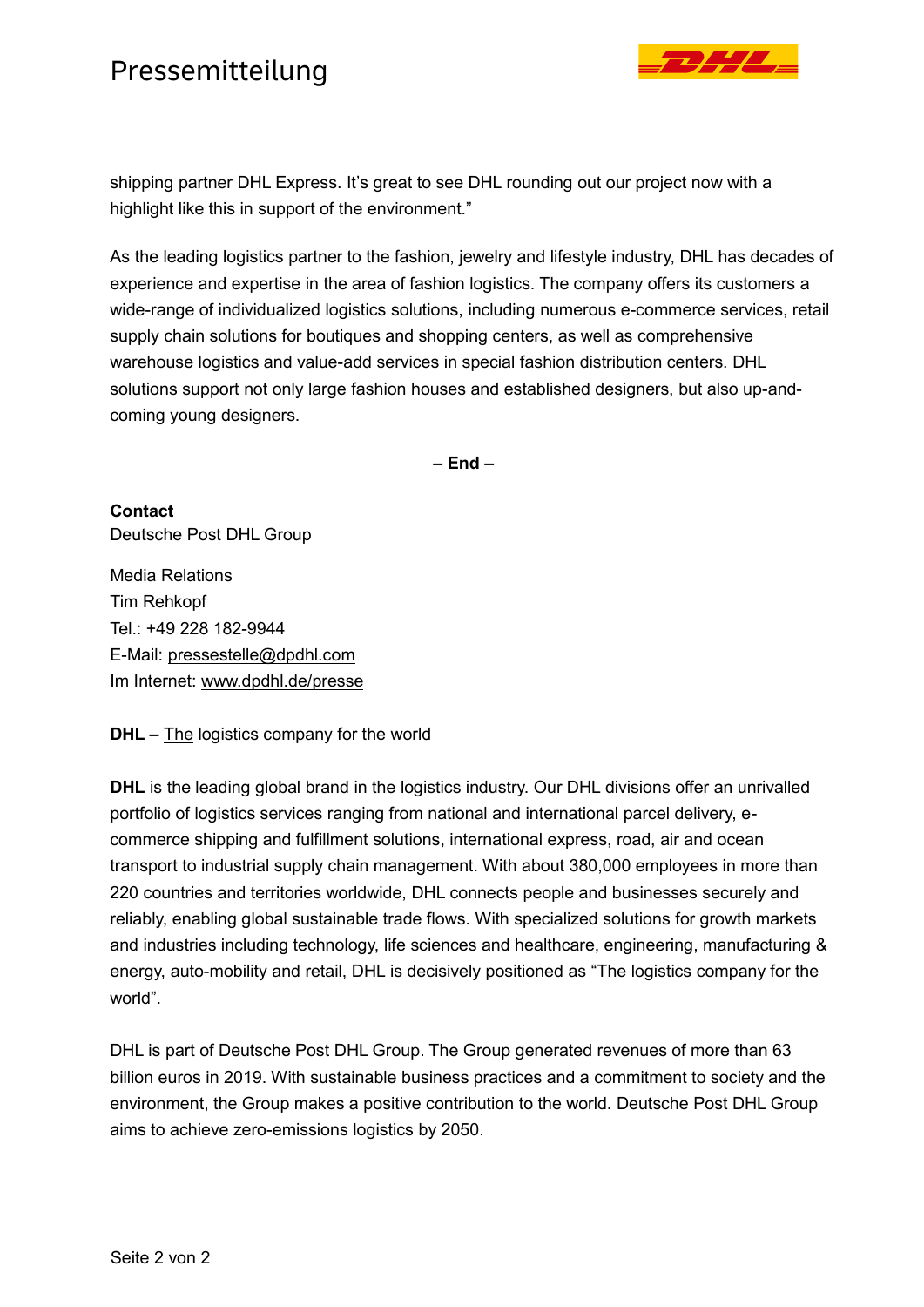shipping partner DHL Express. It's great to see DHL rounding out our project now with a highlight like this in support of the environment."

As the leading logistics partner to the fashion, jewelry and lifestyle industry, DHL has decades of experience and expertise in the area of fashion logistics. The company offers its customers a wide-range of individualized logistics solutions, including numerous e-commerce services, retail supply chain solutions for boutiques and shopping centers, as well as comprehensive warehouse logistics and value-add services in special fashion distribution centers. DHL solutions support not only large fashion houses and established designers, but also up-and-coming young designers.

**– End –**

**Contact**
Deutsche Post DHL Group

Media Relations
Tim Rehkopf
Tel.: +49 228 182-9944
E-Mail: pressestelle@dpdhl.com
Im Internet: www.dpdhl.de/presse

**DHL –** The logistics company for the world

**DHL** is the leading global brand in the logistics industry. Our DHL divisions offer an unrivalled portfolio of logistics services ranging from national and international parcel delivery, e-commerce shipping and fulfillment solutions, international express, road, air and ocean transport to industrial supply chain management. With about 380,000 employees in more than 220 countries and territories worldwide, DHL connects people and businesses securely and reliably, enabling global sustainable trade flows. With specialized solutions for growth markets and industries including technology, life sciences and healthcare, engineering, manufacturing & energy, auto-mobility and retail, DHL is decisively positioned as "The logistics company for the world".

DHL is part of Deutsche Post DHL Group. The Group generated revenues of more than 63 billion euros in 2019. With sustainable business practices and a commitment to society and the environment, the Group makes a positive contribution to the world. Deutsche Post DHL Group aims to achieve zero-emissions logistics by 2050.